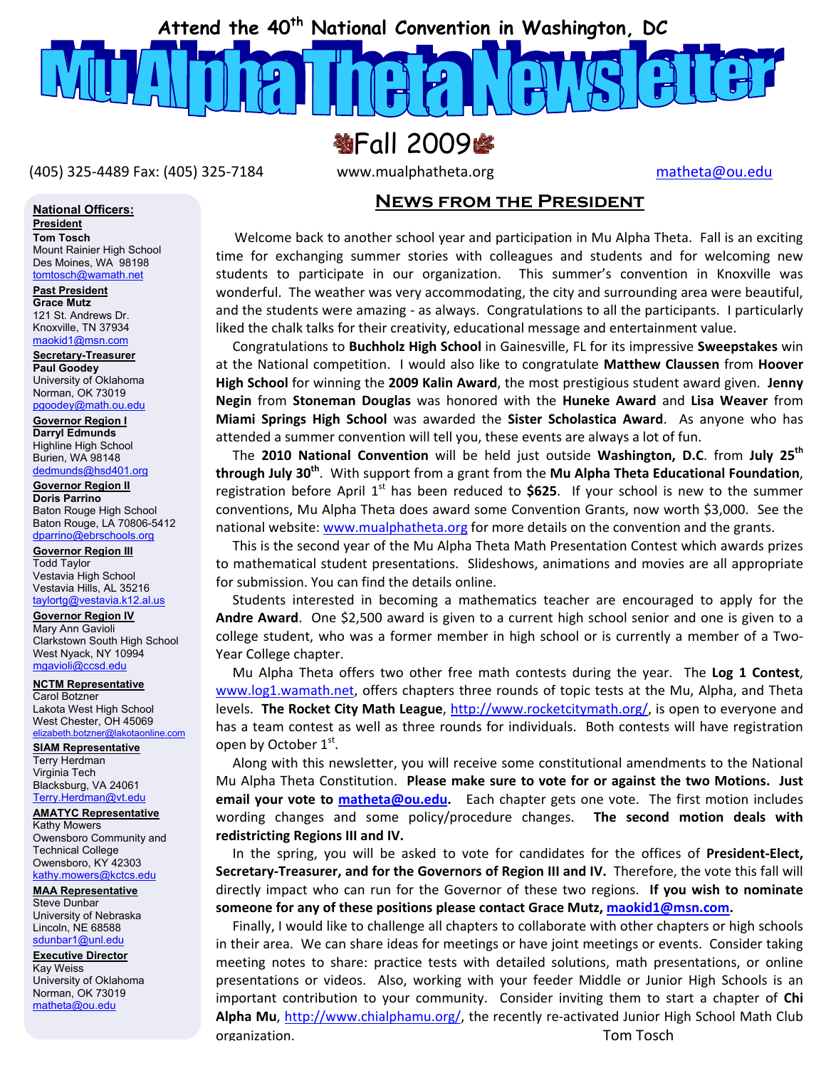Attend the 40th National Convention in Washington, DC

# Mu Alpha Theta Newsletter

Fall 2009

(405) 325-4489 Fax: (405) 325-7184 www.mualphatheta.org matheta@ou.edu

**National Officers:**

**President**
**Tom Tosch**
Mount Rainier High School
Des Moines, WA 98198
tomtosch@wamath.net

**Past President**
**Grace Mutz**
121 St. Andrews Dr.
Knoxville, TN 37934
maokid1@msn.com

**Secretary-Treasurer**
**Paul Goodey**
University of Oklahoma
Norman, OK 73019
pgoodey@math.ou.edu

**Governor Region I**
**Darryl Edmunds**
Highline High School
Burien, WA 98148
dedmunds@hsd401.org

**Governor Region II**
**Doris Parrino**
Baton Rouge High School
Baton Rouge, LA 70806-5412
dparrino@ebrschools.org

**Governor Region III**
Todd Taylor
Vestavia High School
Vestavia Hills, AL 35216
taylortg@vestavia.k12.al.us

**Governor Region IV**
Mary Ann Gavioli
Clarkstown South High School
West Nyack, NY 10994
mgavioli@ccsd.edu

**NCTM Representative**
Carol Botzner
Lakota West High School
West Chester, OH 45069
elizabeth.botzner@lakotaonline.com

**SIAM Representative**
Terry Herdman
Virginia Tech
Blacksburg, VA 24061
Terry.Herdman@vt.edu

**AMATYC Representative**
Kathy Mowers
Owensboro Community and Technical College
Owensboro, KY 42303
kathy.mowers@kctcs.edu

**MAA Representative**
Steve Dunbar
University of Nebraska
Lincoln, NE 68588
sdunbar1@unl.edu

**Executive Director**
Kay Weiss
University of Oklahoma
Norman, OK 73019
matheta@ou.edu

## News from the President

Welcome back to another school year and participation in Mu Alpha Theta. Fall is an exciting time for exchanging summer stories with colleagues and students and for welcoming new students to participate in our organization. This summer's convention in Knoxville was wonderful. The weather was very accommodating, the city and surrounding area were beautiful, and the students were amazing - as always. Congratulations to all the participants. I particularly liked the chalk talks for their creativity, educational message and entertainment value.

Congratulations to **Buchholz High School** in Gainesville, FL for its impressive **Sweepstakes** win at the National competition. I would also like to congratulate **Matthew Claussen** from **Hoover High School** for winning the **2009 Kalin Award**, the most prestigious student award given. **Jenny Negin** from **Stoneman Douglas** was honored with the **Huneke Award** and **Lisa Weaver** from **Miami Springs High School** was awarded the **Sister Scholastica Award**. As anyone who has attended a summer convention will tell you, these events are always a lot of fun.

The **2010 National Convention** will be held just outside **Washington, D.C**. from **July 25th through July 30th**. With support from a grant from the **Mu Alpha Theta Educational Foundation**, registration before April 1st has been reduced to **$625**. If your school is new to the summer conventions, Mu Alpha Theta does award some Convention Grants, now worth $3,000. See the national website: www.mualphatheta.org for more details on the convention and the grants.

This is the second year of the Mu Alpha Theta Math Presentation Contest which awards prizes to mathematical student presentations. Slideshows, animations and movies are all appropriate for submission. You can find the details online.

Students interested in becoming a mathematics teacher are encouraged to apply for the **Andre Award**. One $2,500 award is given to a current high school senior and one is given to a college student, who was a former member in high school or is currently a member of a Two-Year College chapter.

Mu Alpha Theta offers two other free math contests during the year. The **Log 1 Contest**, www.log1.wamath.net, offers chapters three rounds of topic tests at the Mu, Alpha, and Theta levels. **The Rocket City Math League**, http://www.rocketcitymath.org/, is open to everyone and has a team contest as well as three rounds for individuals. Both contests will have registration open by October 1st.

Along with this newsletter, you will receive some constitutional amendments to the National Mu Alpha Theta Constitution. **Please make sure to vote for or against the two Motions. Just email your vote to matheta@ou.edu.** Each chapter gets one vote. The first motion includes wording changes and some policy/procedure changes. **The second motion deals with redistricting Regions III and IV.**

In the spring, you will be asked to vote for candidates for the offices of **President-Elect, Secretary-Treasurer, and for the Governors of Region III and IV.** Therefore, the vote this fall will directly impact who can run for the Governor of these two regions. **If you wish to nominate someone for any of these positions please contact Grace Mutz, maokid1@msn.com.**

Finally, I would like to challenge all chapters to collaborate with other chapters or high schools in their area. We can share ideas for meetings or have joint meetings or events. Consider taking meeting notes to share: practice tests with detailed solutions, math presentations, or online presentations or videos. Also, working with your feeder Middle or Junior High Schools is an important contribution to your community. Consider inviting them to start a chapter of **Chi Alpha Mu**, http://www.chialphamu.org/, the recently re-activated Junior High School Math Club organization.

Tom Tosch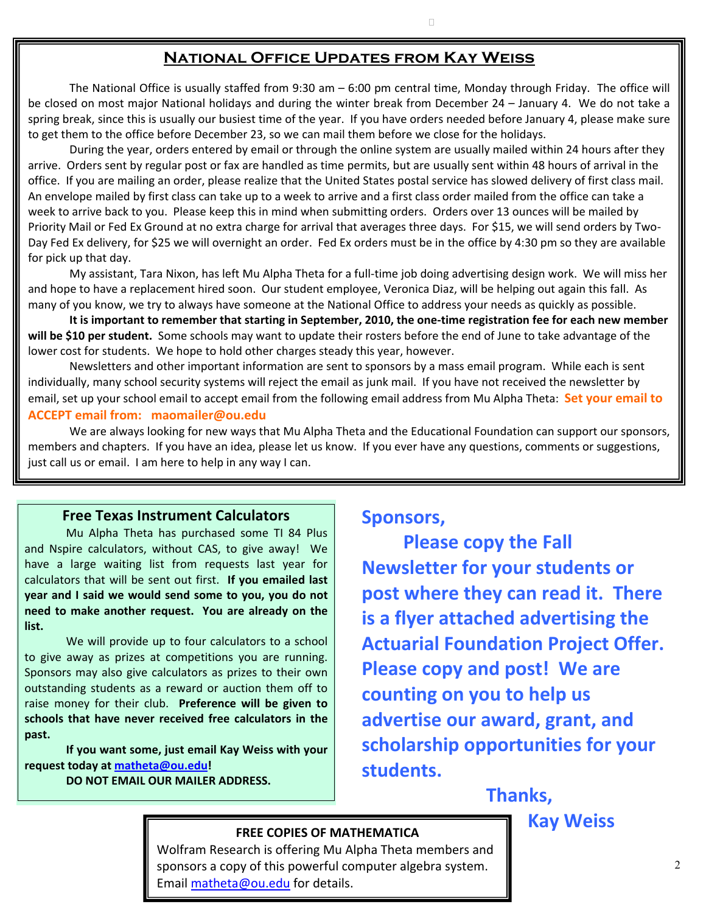## National Office Updates from Kay Weiss

The National Office is usually staffed from 9:30 am – 6:00 pm central time, Monday through Friday. The office will be closed on most major National holidays and during the winter break from December 24 – January 4. We do not take a spring break, since this is usually our busiest time of the year. If you have orders needed before January 4, please make sure to get them to the office before December 23, so we can mail them before we close for the holidays.

During the year, orders entered by email or through the online system are usually mailed within 24 hours after they arrive. Orders sent by regular post or fax are handled as time permits, but are usually sent within 48 hours of arrival in the office. If you are mailing an order, please realize that the United States postal service has slowed delivery of first class mail. An envelope mailed by first class can take up to a week to arrive and a first class order mailed from the office can take a week to arrive back to you. Please keep this in mind when submitting orders. Orders over 13 ounces will be mailed by Priority Mail or Fed Ex Ground at no extra charge for arrival that averages three days. For $15, we will send orders by Two-Day Fed Ex delivery, for $25 we will overnight an order. Fed Ex orders must be in the office by 4:30 pm so they are available for pick up that day.

My assistant, Tara Nixon, has left Mu Alpha Theta for a full-time job doing advertising design work. We will miss her and hope to have a replacement hired soon. Our student employee, Veronica Diaz, will be helping out again this fall. As many of you know, we try to always have someone at the National Office to address your needs as quickly as possible.

**It is important to remember that starting in September, 2010, the one-time registration fee for each new member will be $10 per student.** Some schools may want to update their rosters before the end of June to take advantage of the lower cost for students. We hope to hold other charges steady this year, however.

Newsletters and other important information are sent to sponsors by a mass email program. While each is sent individually, many school security systems will reject the email as junk mail. If you have not received the newsletter by email, set up your school email to accept email from the following email address from Mu Alpha Theta: **Set your email to ACCEPT email from: maomailer@ou.edu**

We are always looking for new ways that Mu Alpha Theta and the Educational Foundation can support our sponsors, members and chapters. If you have an idea, please let us know. If you ever have any questions, comments or suggestions, just call us or email. I am here to help in any way I can.

### Free Texas Instrument Calculators

Mu Alpha Theta has purchased some TI 84 Plus and Nspire calculators, without CAS, to give away! We have a large waiting list from requests last year for calculators that will be sent out first. **If you emailed last year and I said we would send some to you, you do not need to make another request. You are already on the list.**

We will provide up to four calculators to a school to give away as prizes at competitions you are running. Sponsors may also give calculators as prizes to their own outstanding students as a reward or auction them off to raise money for their club. **Preference will be given to schools that have never received free calculators in the past.**

**If you want some, just email Kay Weiss with your request today at matheta@ou.edu!**

**DO NOT EMAIL OUR MAILER ADDRESS.**

**Sponsors,**

**Please copy the Fall Newsletter for your students or post where they can read it. There is a flyer attached advertising the Actuarial Foundation Project Offer. Please copy and post! We are counting on you to help us advertise our award, grant, and scholarship opportunities for your students.**

**Thanks,**

**Kay Weiss**

**FREE COPIES OF MATHEMATICA**

Wolfram Research is offering Mu Alpha Theta members and sponsors a copy of this powerful computer algebra system. Email matheta@ou.edu for details.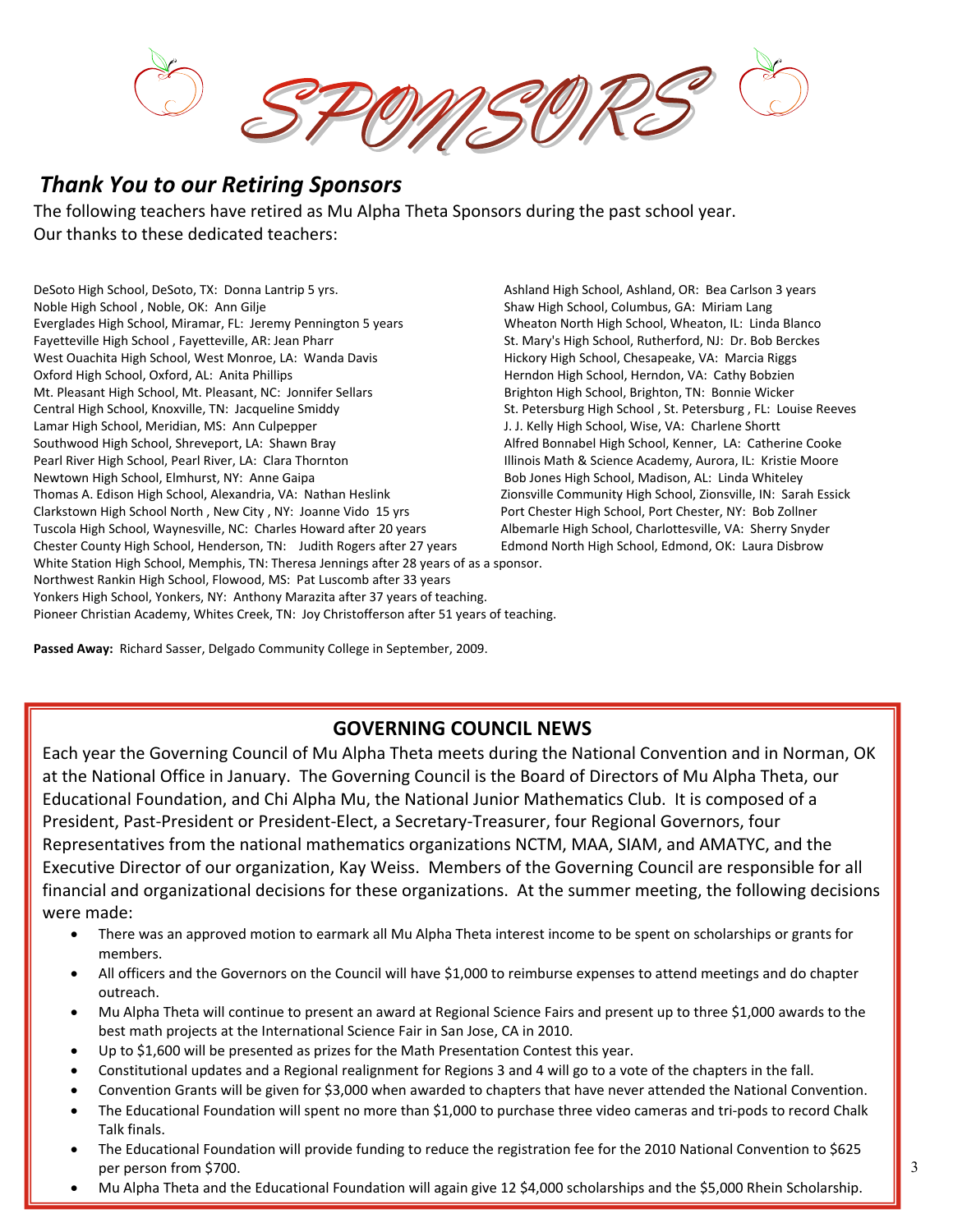# SPONSORS

## *Thank You to our Retiring Sponsors*

The following teachers have retired as Mu Alpha Theta Sponsors during the past school year.
Our thanks to these dedicated teachers:

DeSoto High School, DeSoto, TX: Donna Lantrip 5 yrs.
Noble High School , Noble, OK: Ann Gilje
Everglades High School, Miramar, FL: Jeremy Pennington 5 years
Fayetteville High School , Fayetteville, AR: Jean Pharr
West Ouachita High School, West Monroe, LA: Wanda Davis
Oxford High School, Oxford, AL: Anita Phillips
Mt. Pleasant High School, Mt. Pleasant, NC: Jonnifer Sellars
Central High School, Knoxville, TN: Jacqueline Smiddy
Lamar High School, Meridian, MS: Ann Culpepper
Southwood High School, Shreveport, LA: Shawn Bray
Pearl River High School, Pearl River, LA: Clara Thornton
Newtown High School, Elmhurst, NY: Anne Gaipa
Thomas A. Edison High School, Alexandria, VA: Nathan Heslink
Clarkstown High School North , New City , NY: Joanne Vido 15 yrs
Tuscola High School, Waynesville, NC: Charles Howard after 20 years
Chester County High School, Henderson, TN: Judith Rogers after 27 years
Ashland High School, Ashland, OR: Bea Carlson 3 years
Shaw High School, Columbus, GA: Miriam Lang
Wheaton North High School, Wheaton, IL: Linda Blanco
St. Mary's High School, Rutherford, NJ: Dr. Bob Berckes
Hickory High School, Chesapeake, VA: Marcia Riggs
Herndon High School, Herndon, VA: Cathy Bobzien
Brighton High School, Brighton, TN: Bonnie Wicker
St. Petersburg High School , St. Petersburg , FL: Louise Reeves
J. J. Kelly High School, Wise, VA: Charlene Shortt
Alfred Bonnabel High School, Kenner, LA: Catherine Cooke
Illinois Math & Science Academy, Aurora, IL: Kristie Moore
Bob Jones High School, Madison, AL: Linda Whiteley
Zionsville Community High School, Zionsville, IN: Sarah Essick
Port Chester High School, Port Chester, NY: Bob Zollner
Albemarle High School, Charlottesville, VA: Sherry Snyder
Edmond North High School, Edmond, OK: Laura Disbrow
White Station High School, Memphis, TN: Theresa Jennings after 28 years of as a sponsor.
Northwest Rankin High School, Flowood, MS: Pat Luscomb after 33 years
Yonkers High School, Yonkers, NY: Anthony Marazita after 37 years of teaching.
Pioneer Christian Academy, Whites Creek, TN: Joy Christofferson after 51 years of teaching.

**Passed Away:** Richard Sasser, Delgado Community College in September, 2009.

## GOVERNING COUNCIL NEWS

Each year the Governing Council of Mu Alpha Theta meets during the National Convention and in Norman, OK at the National Office in January. The Governing Council is the Board of Directors of Mu Alpha Theta, our Educational Foundation, and Chi Alpha Mu, the National Junior Mathematics Club. It is composed of a President, Past-President or President-Elect, a Secretary-Treasurer, four Regional Governors, four Representatives from the national mathematics organizations NCTM, MAA, SIAM, and AMATYC, and the Executive Director of our organization, Kay Weiss. Members of the Governing Council are responsible for all financial and organizational decisions for these organizations. At the summer meeting, the following decisions were made:

- There was an approved motion to earmark all Mu Alpha Theta interest income to be spent on scholarships or grants for members.
- All officers and the Governors on the Council will have $1,000 to reimburse expenses to attend meetings and do chapter outreach.
- Mu Alpha Theta will continue to present an award at Regional Science Fairs and present up to three $1,000 awards to the best math projects at the International Science Fair in San Jose, CA in 2010.
- Up to $1,600 will be presented as prizes for the Math Presentation Contest this year.
- Constitutional updates and a Regional realignment for Regions 3 and 4 will go to a vote of the chapters in the fall.
- Convention Grants will be given for $3,000 when awarded to chapters that have never attended the National Convention.
- The Educational Foundation will spent no more than $1,000 to purchase three video cameras and tri-pods to record Chalk Talk finals.
- The Educational Foundation will provide funding to reduce the registration fee for the 2010 National Convention to $625 per person from $700.
- Mu Alpha Theta and the Educational Foundation will again give 12 $4,000 scholarships and the $5,000 Rhein Scholarship.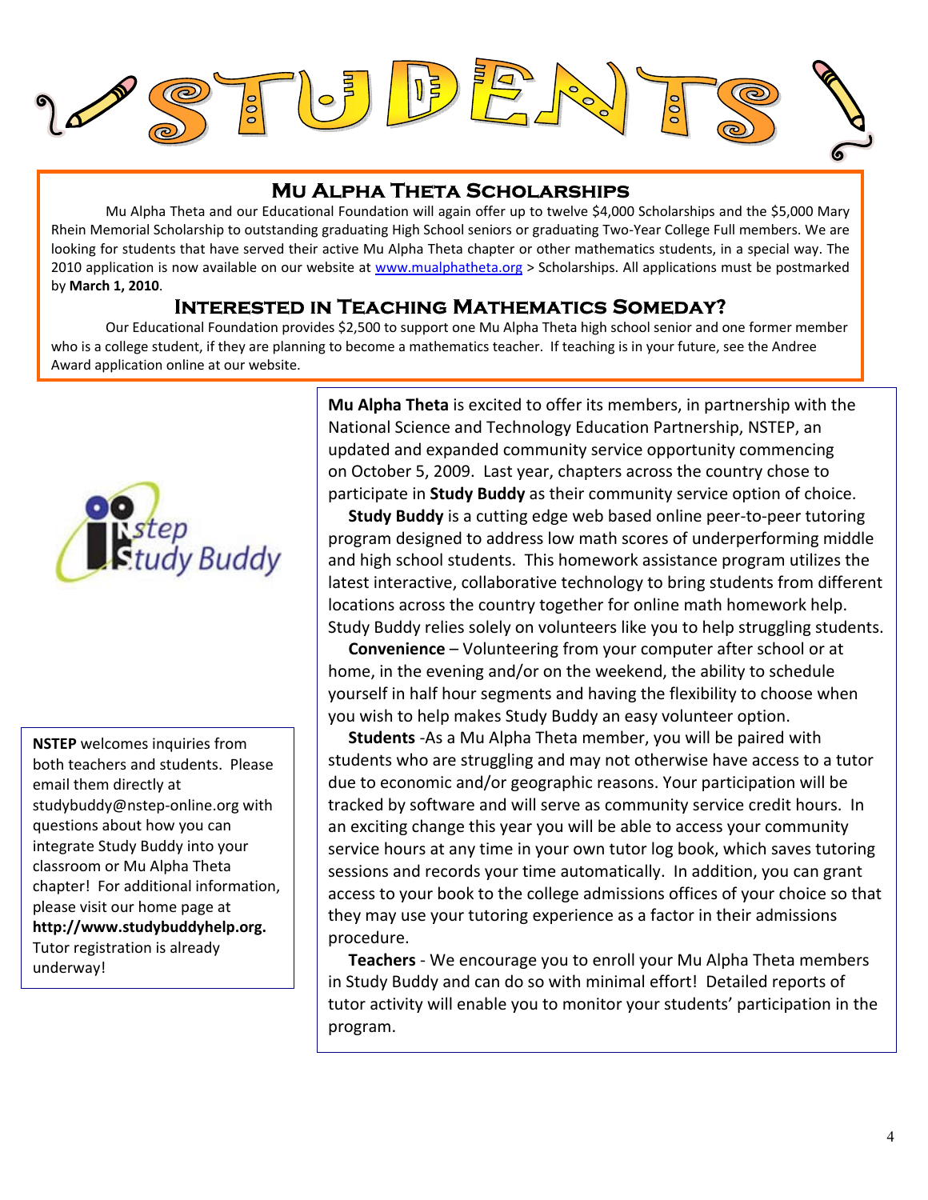# STUDENTS

## Mu Alpha Theta Scholarships

Mu Alpha Theta and our Educational Foundation will again offer up to twelve $4,000 Scholarships and the $5,000 Mary Rhein Memorial Scholarship to outstanding graduating High School seniors or graduating Two-Year College Full members. We are looking for students that have served their active Mu Alpha Theta chapter or other mathematics students, in a special way. The 2010 application is now available on our website at www.mualphatheta.org > Scholarships. All applications must be postmarked by **March 1, 2010**.

## Interested in Teaching Mathematics Someday?

Our Educational Foundation provides $2,500 to support one Mu Alpha Theta high school senior and one former member who is a college student, if they are planning to become a mathematics teacher. If teaching is in your future, see the Andree Award application online at our website.

nstep Study Buddy

**Mu Alpha Theta** is excited to offer its members, in partnership with the National Science and Technology Education Partnership, NSTEP, an updated and expanded community service opportunity commencing on October 5, 2009. Last year, chapters across the country chose to participate in **Study Buddy** as their community service option of choice.

**Study Buddy** is a cutting edge web based online peer-to-peer tutoring program designed to address low math scores of underperforming middle and high school students. This homework assistance program utilizes the latest interactive, collaborative technology to bring students from different locations across the country together for online math homework help. Study Buddy relies solely on volunteers like you to help struggling students.

**Convenience** – Volunteering from your computer after school or at home, in the evening and/or on the weekend, the ability to schedule yourself in half hour segments and having the flexibility to choose when you wish to help makes Study Buddy an easy volunteer option.

**Students** -As a Mu Alpha Theta member, you will be paired with students who are struggling and may not otherwise have access to a tutor due to economic and/or geographic reasons. Your participation will be tracked by software and will serve as community service credit hours. In an exciting change this year you will be able to access your community service hours at any time in your own tutor log book, which saves tutoring sessions and records your time automatically. In addition, you can grant access to your book to the college admissions offices of your choice so that they may use your tutoring experience as a factor in their admissions procedure.

**Teachers** - We encourage you to enroll your Mu Alpha Theta members in Study Buddy and can do so with minimal effort! Detailed reports of tutor activity will enable you to monitor your students' participation in the program.

**NSTEP** welcomes inquiries from both teachers and students. Please email them directly at studybuddy@nstep-online.org with questions about how you can integrate Study Buddy into your classroom or Mu Alpha Theta chapter! For additional information, please visit our home page at **http://www.studybuddyhelp.org.** Tutor registration is already underway!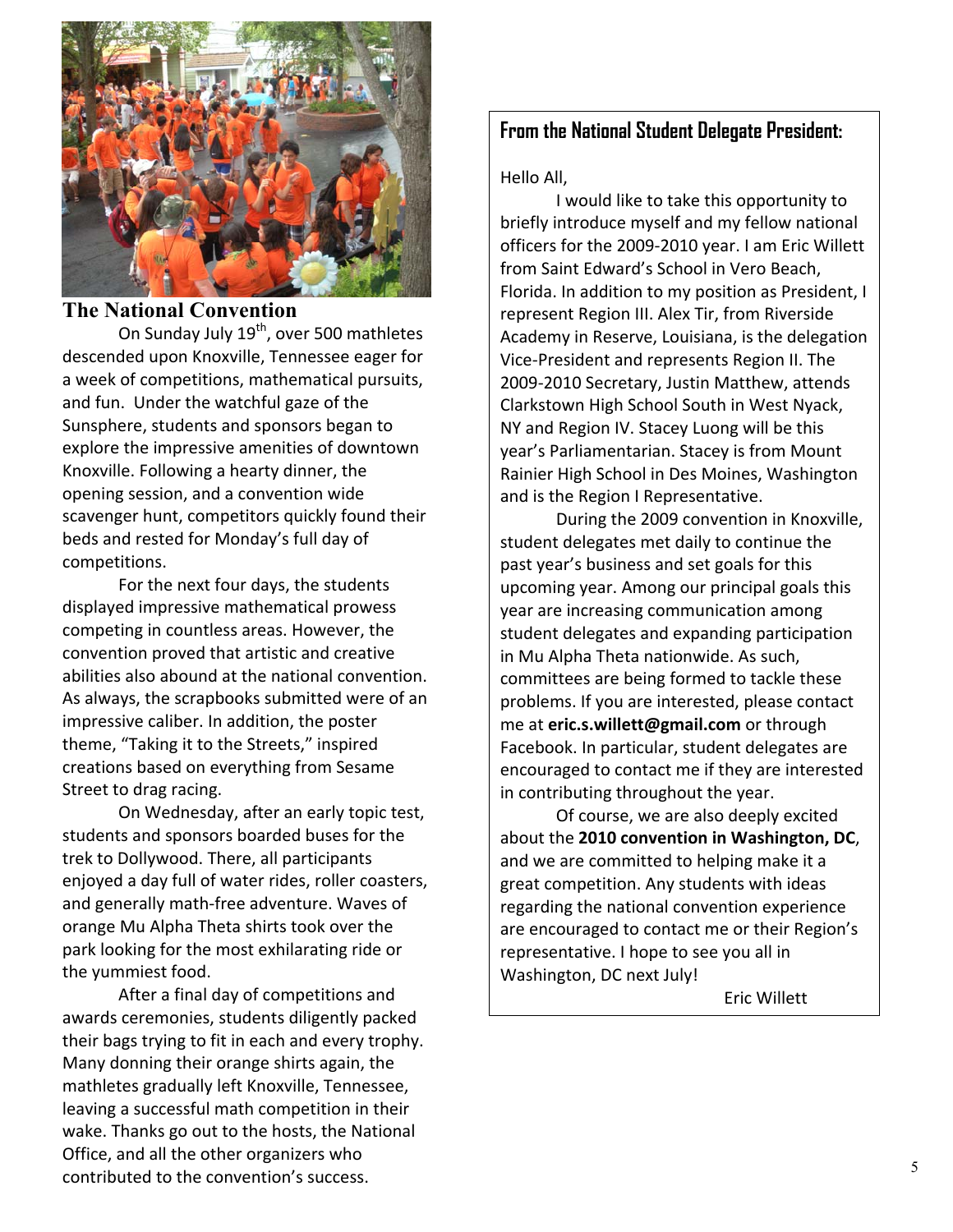## The National Convention

On Sunday July 19th, over 500 mathletes descended upon Knoxville, Tennessee eager for a week of competitions, mathematical pursuits, and fun. Under the watchful gaze of the Sunsphere, students and sponsors began to explore the impressive amenities of downtown Knoxville. Following a hearty dinner, the opening session, and a convention wide scavenger hunt, competitors quickly found their beds and rested for Monday's full day of competitions.

For the next four days, the students displayed impressive mathematical prowess competing in countless areas. However, the convention proved that artistic and creative abilities also abound at the national convention. As always, the scrapbooks submitted were of an impressive caliber. In addition, the poster theme, "Taking it to the Streets," inspired creations based on everything from Sesame Street to drag racing.

On Wednesday, after an early topic test, students and sponsors boarded buses for the trek to Dollywood. There, all participants enjoyed a day full of water rides, roller coasters, and generally math-free adventure. Waves of orange Mu Alpha Theta shirts took over the park looking for the most exhilarating ride or the yummiest food.

After a final day of competitions and awards ceremonies, students diligently packed their bags trying to fit in each and every trophy. Many donning their orange shirts again, the mathletes gradually left Knoxville, Tennessee, leaving a successful math competition in their wake. Thanks go out to the hosts, the National Office, and all the other organizers who contributed to the convention's success.

## From the National Student Delegate President:

Hello All,

I would like to take this opportunity to briefly introduce myself and my fellow national officers for the 2009-2010 year. I am Eric Willett from Saint Edward's School in Vero Beach, Florida. In addition to my position as President, I represent Region III. Alex Tir, from Riverside Academy in Reserve, Louisiana, is the delegation Vice-President and represents Region II. The 2009-2010 Secretary, Justin Matthew, attends Clarkstown High School South in West Nyack, NY and Region IV. Stacey Luong will be this year's Parliamentarian. Stacey is from Mount Rainier High School in Des Moines, Washington and is the Region I Representative.

During the 2009 convention in Knoxville, student delegates met daily to continue the past year's business and set goals for this upcoming year. Among our principal goals this year are increasing communication among student delegates and expanding participation in Mu Alpha Theta nationwide. As such, committees are being formed to tackle these problems. If you are interested, please contact me at **eric.s.willett@gmail.com** or through Facebook. In particular, student delegates are encouraged to contact me if they are interested in contributing throughout the year.

Of course, we are also deeply excited about the **2010 convention in Washington, DC**, and we are committed to helping make it a great competition. Any students with ideas regarding the national convention experience are encouraged to contact me or their Region's representative. I hope to see you all in Washington, DC next July!

Eric Willett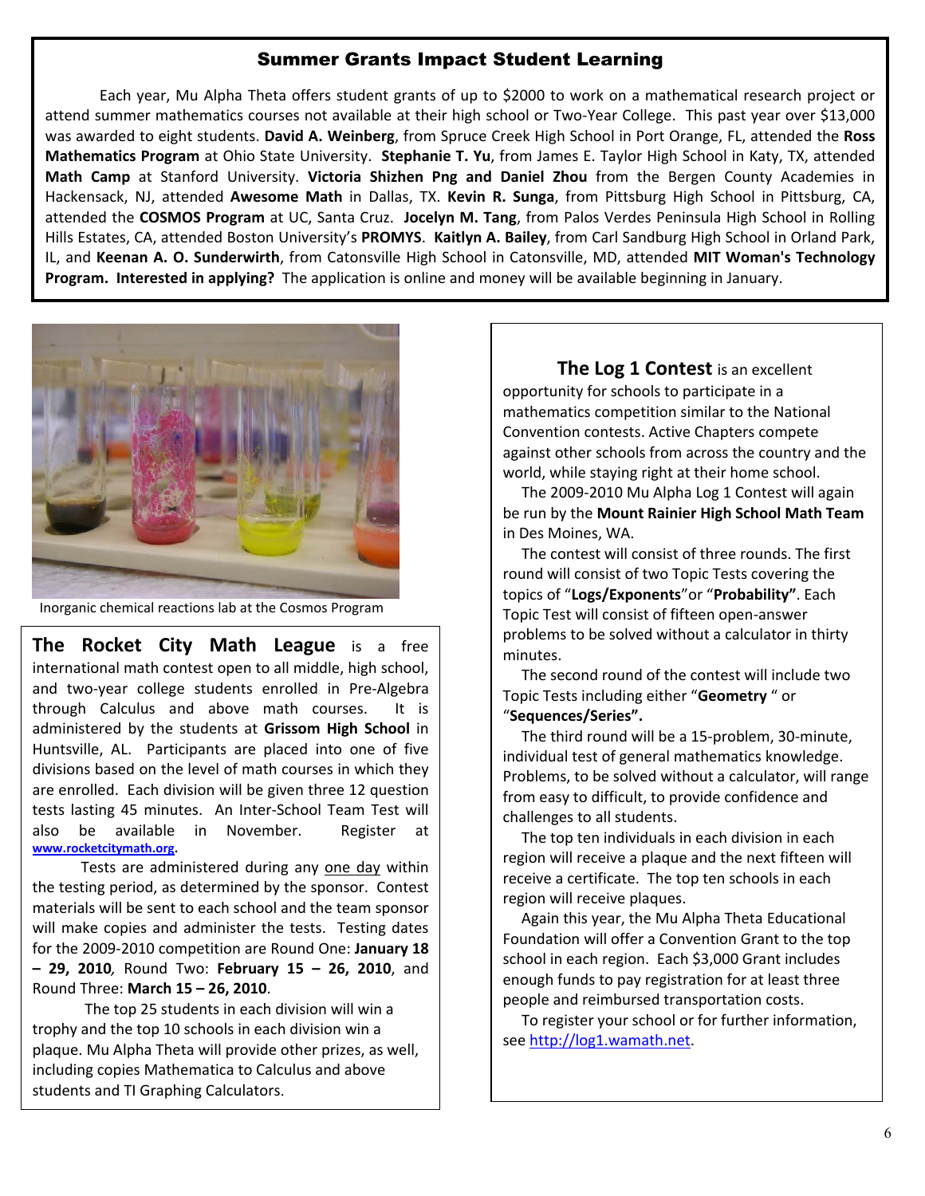## Summer Grants Impact Student Learning

Each year, Mu Alpha Theta offers student grants of up to $2000 to work on a mathematical research project or attend summer mathematics courses not available at their high school or Two-Year College. This past year over $13,000 was awarded to eight students. **David A. Weinberg**, from Spruce Creek High School in Port Orange, FL, attended the **Ross Mathematics Program** at Ohio State University. **Stephanie T. Yu**, from James E. Taylor High School in Katy, TX, attended **Math Camp** at Stanford University. **Victoria Shizhen Png and Daniel Zhou** from the Bergen County Academies in Hackensack, NJ, attended **Awesome Math** in Dallas, TX. **Kevin R. Sunga**, from Pittsburg High School in Pittsburg, CA, attended the **COSMOS Program** at UC, Santa Cruz. **Jocelyn M. Tang**, from Palos Verdes Peninsula High School in Rolling Hills Estates, CA, attended Boston University's **PROMYS**. **Kaitlyn A. Bailey**, from Carl Sandburg High School in Orland Park, IL, and **Keenan A. O. Sunderwirth**, from Catonsville High School in Catonsville, MD, attended **MIT Woman's Technology Program. Interested in applying?** The application is online and money will be available beginning in January.

Inorganic chemical reactions lab at the Cosmos Program

**The Rocket City Math League** is a free international math contest open to all middle, high school, and two-year college students enrolled in Pre-Algebra through Calculus and above math courses. It is administered by the students at **Grissom High School** in Huntsville, AL. Participants are placed into one of five divisions based on the level of math courses in which they are enrolled. Each division will be given three 12 question tests lasting 45 minutes. An Inter-School Team Test will also be available in November. Register at **www.rocketcitymath.org**.

Tests are administered during any one day within the testing period, as determined by the sponsor. Contest materials will be sent to each school and the team sponsor will make copies and administer the tests. Testing dates for the 2009-2010 competition are Round One: **January 18 – 29, 2010**, Round Two: **February 15 – 26, 2010**, and Round Three: **March 15 – 26, 2010**.

The top 25 students in each division will win a trophy and the top 10 schools in each division win a plaque. Mu Alpha Theta will provide other prizes, as well, including copies Mathematica to Calculus and above students and TI Graphing Calculators.

**The Log 1 Contest** is an excellent opportunity for schools to participate in a mathematics competition similar to the National Convention contests. Active Chapters compete against other schools from across the country and the world, while staying right at their home school.

The 2009-2010 Mu Alpha Log 1 Contest will again be run by the **Mount Rainier High School Math Team** in Des Moines, WA.

The contest will consist of three rounds. The first round will consist of two Topic Tests covering the topics of "**Logs/Exponents**"or "**Probability"**. Each Topic Test will consist of fifteen open-answer problems to be solved without a calculator in thirty minutes.

The second round of the contest will include two Topic Tests including either "**Geometry** " or "**Sequences/Series".**

The third round will be a 15-problem, 30-minute, individual test of general mathematics knowledge. Problems, to be solved without a calculator, will range from easy to difficult, to provide confidence and challenges to all students.

The top ten individuals in each division in each region will receive a plaque and the next fifteen will receive a certificate. The top ten schools in each region will receive plaques.

Again this year, the Mu Alpha Theta Educational Foundation will offer a Convention Grant to the top school in each region. Each $3,000 Grant includes enough funds to pay registration for at least three people and reimbursed transportation costs.

To register your school or for further information, see http://log1.wamath.net.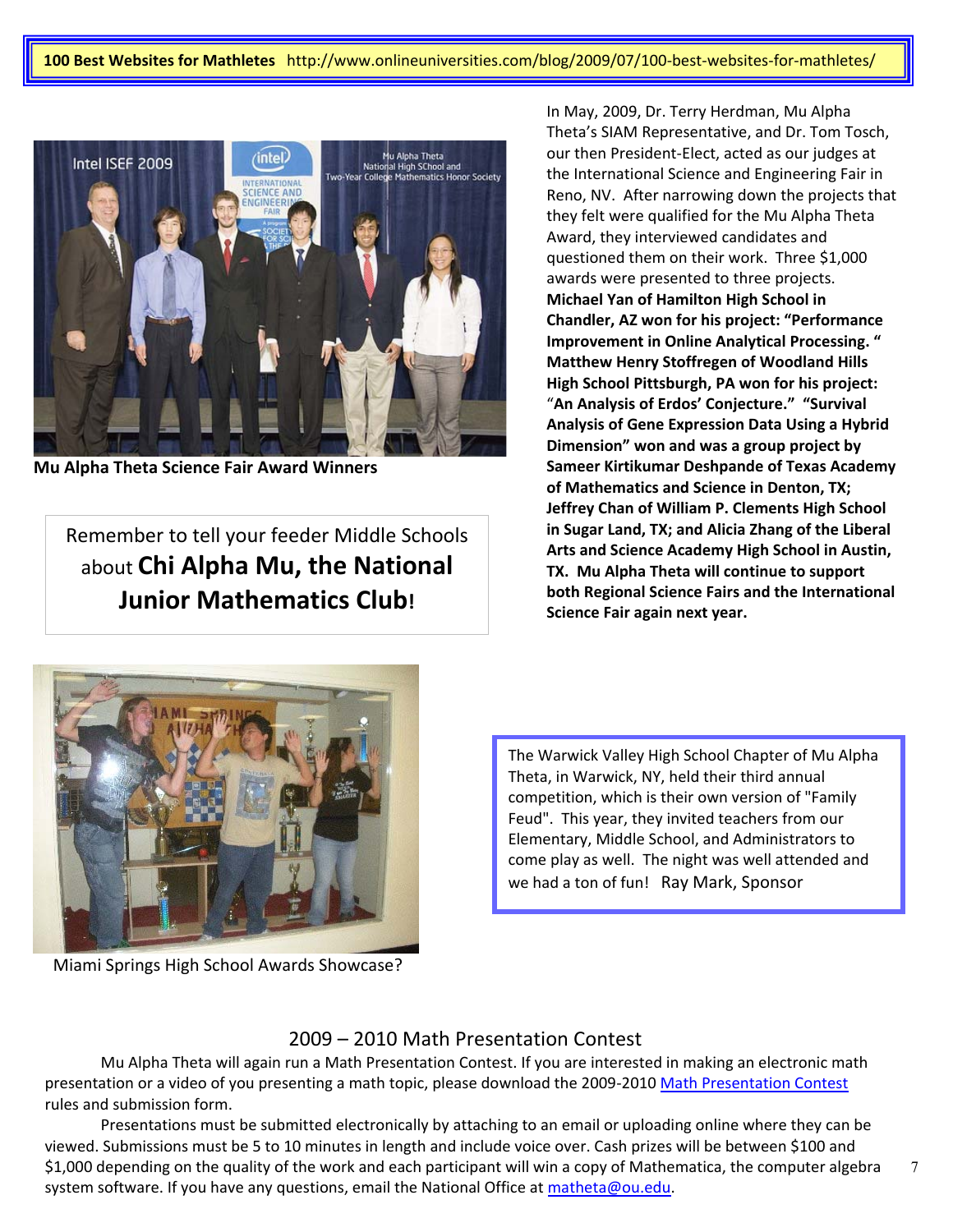**100 Best Websites for Mathletes** http://www.onlineuniversities.com/blog/2009/07/100-best-websites-for-mathletes/

**Mu Alpha Theta Science Fair Award Winners**

In May, 2009, Dr. Terry Herdman, Mu Alpha Theta's SIAM Representative, and Dr. Tom Tosch, our then President-Elect, acted as our judges at the International Science and Engineering Fair in Reno, NV. After narrowing down the projects that they felt were qualified for the Mu Alpha Theta Award, they interviewed candidates and questioned them on their work. Three $1,000 awards were presented to three projects. **Michael Yan of Hamilton High School in Chandler, AZ won for his project: "Performance Improvement in Online Analytical Processing. " Matthew Henry Stoffregen of Woodland Hills High School Pittsburgh, PA won for his project: "An Analysis of Erdos' Conjecture." "Survival Analysis of Gene Expression Data Using a Hybrid Dimension" won and was a group project by Sameer Kirtikumar Deshpande of Texas Academy of Mathematics and Science in Denton, TX; Jeffrey Chan of William P. Clements High School in Sugar Land, TX; and Alicia Zhang of the Liberal Arts and Science Academy High School in Austin, TX. Mu Alpha Theta will continue to support both Regional Science Fairs and the International Science Fair again next year.**

Remember to tell your feeder Middle Schools about **Chi Alpha Mu, the National Junior Mathematics Club!**

Miami Springs High School Awards Showcase?

The Warwick Valley High School Chapter of Mu Alpha Theta, in Warwick, NY, held their third annual competition, which is their own version of "Family Feud". This year, they invited teachers from our Elementary, Middle School, and Administrators to come play as well. The night was well attended and we had a ton of fun! Ray Mark, Sponsor

## 2009 – 2010 Math Presentation Contest

Mu Alpha Theta will again run a Math Presentation Contest. If you are interested in making an electronic math presentation or a video of you presenting a math topic, please download the 2009-2010 Math Presentation Contest rules and submission form.

Presentations must be submitted electronically by attaching to an email or uploading online where they can be viewed. Submissions must be 5 to 10 minutes in length and include voice over. Cash prizes will be between $100 and $1,000 depending on the quality of the work and each participant will win a copy of Mathematica, the computer algebra system software. If you have any questions, email the National Office at matheta@ou.edu.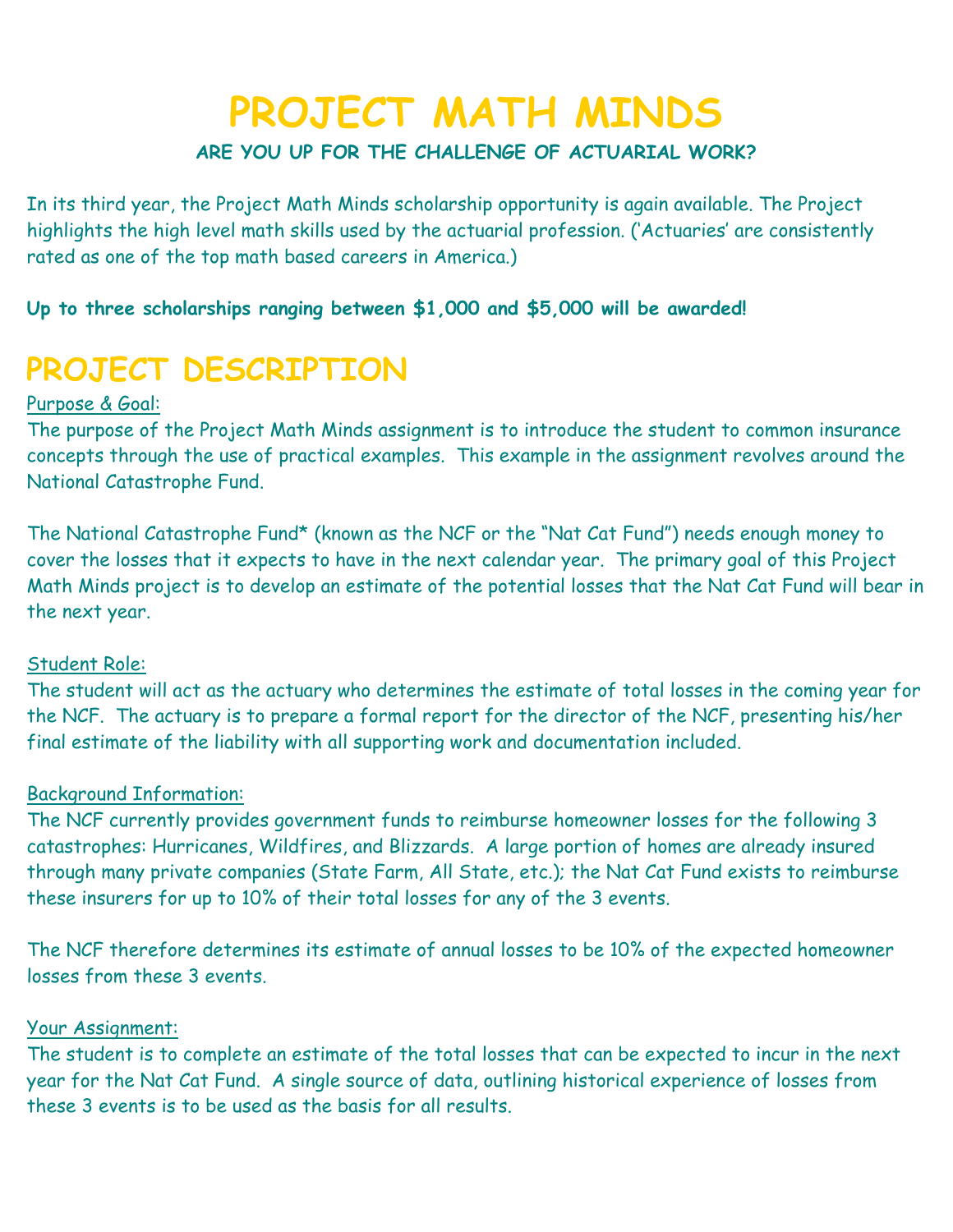# PROJECT MATH MINDS

### ARE YOU UP FOR THE CHALLENGE OF ACTUARIAL WORK?

In its third year, the Project Math Minds scholarship opportunity is again available. The Project highlights the high level math skills used by the actuarial profession. ('Actuaries' are consistently rated as one of the top math based careers in America.)

**Up to three scholarships ranging between $1,000 and $5,000 will be awarded!**

## PROJECT DESCRIPTION

Purpose & Goal:

The purpose of the Project Math Minds assignment is to introduce the student to common insurance concepts through the use of practical examples. This example in the assignment revolves around the National Catastrophe Fund.

The National Catastrophe Fund* (known as the NCF or the "Nat Cat Fund") needs enough money to cover the losses that it expects to have in the next calendar year. The primary goal of this Project Math Minds project is to develop an estimate of the potential losses that the Nat Cat Fund will bear in the next year.

Student Role:

The student will act as the actuary who determines the estimate of total losses in the coming year for the NCF. The actuary is to prepare a formal report for the director of the NCF, presenting his/her final estimate of the liability with all supporting work and documentation included.

Background Information:

The NCF currently provides government funds to reimburse homeowner losses for the following 3 catastrophes: Hurricanes, Wildfires, and Blizzards. A large portion of homes are already insured through many private companies (State Farm, All State, etc.); the Nat Cat Fund exists to reimburse these insurers for up to 10% of their total losses for any of the 3 events.

The NCF therefore determines its estimate of annual losses to be 10% of the expected homeowner losses from these 3 events.

Your Assignment:

The student is to complete an estimate of the total losses that can be expected to incur in the next year for the Nat Cat Fund. A single source of data, outlining historical experience of losses from these 3 events is to be used as the basis for all results.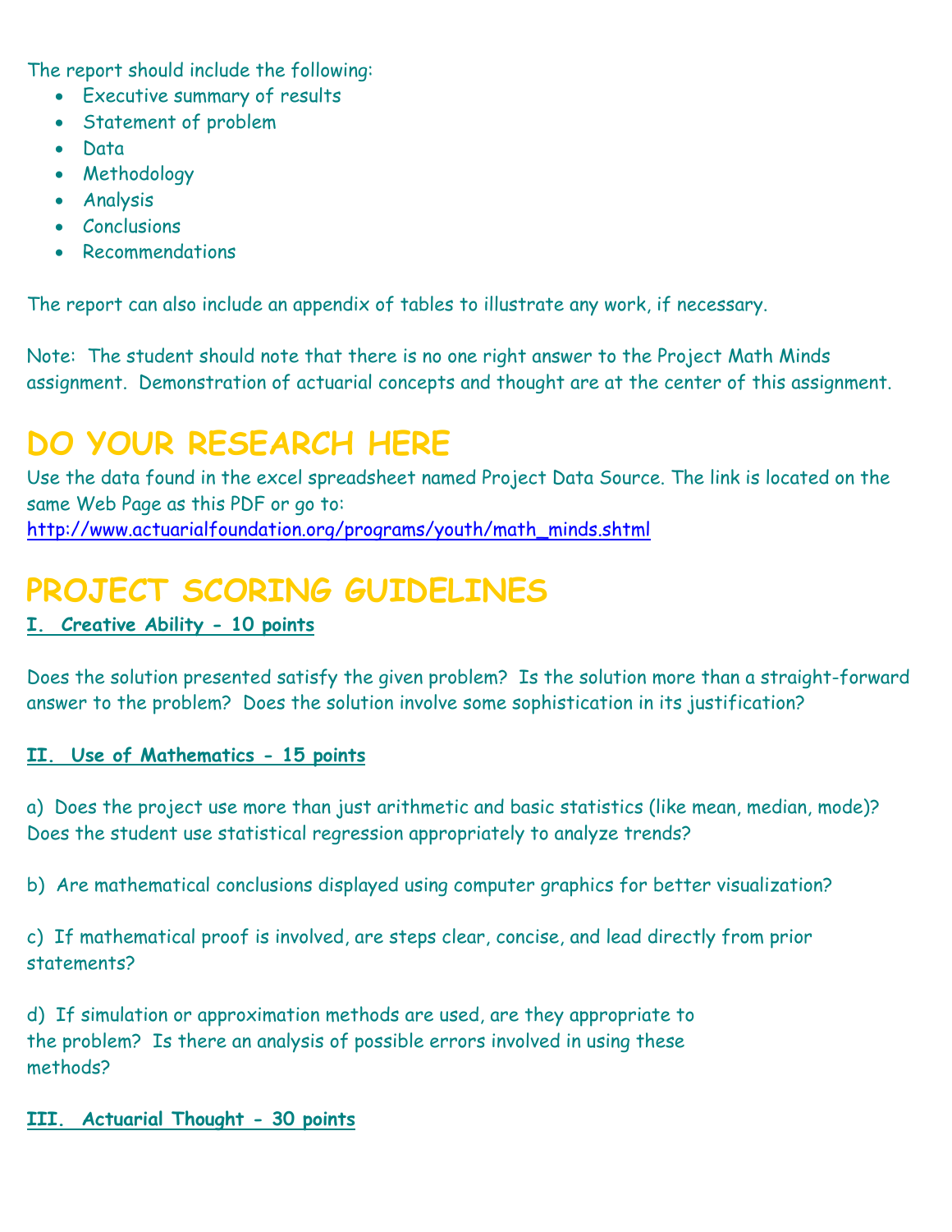The report should include the following:

- Executive summary of results
- Statement of problem
- Data
- Methodology
- Analysis
- Conclusions
- Recommendations

The report can also include an appendix of tables to illustrate any work, if necessary.

Note: The student should note that there is no one right answer to the Project Math Minds assignment. Demonstration of actuarial concepts and thought are at the center of this assignment.

# DO YOUR RESEARCH HERE

Use the data found in the excel spreadsheet named Project Data Source. The link is located on the same Web Page as this PDF or go to:
[http://www.actuarialfoundation.org/programs/youth/math_minds.shtml](http://www.actuarialfoundation.org/programs/youth/math_minds.shtml)

# PROJECT SCORING GUIDELINES

**I. Creative Ability - 10 points**

Does the solution presented satisfy the given problem? Is the solution more than a straight-forward answer to the problem? Does the solution involve some sophistication in its justification?

**II. Use of Mathematics - 15 points**

a) Does the project use more than just arithmetic and basic statistics (like mean, median, mode)? Does the student use statistical regression appropriately to analyze trends?

b) Are mathematical conclusions displayed using computer graphics for better visualization?

c) If mathematical proof is involved, are steps clear, concise, and lead directly from prior statements?

d) If simulation or approximation methods are used, are they appropriate to the problem? Is there an analysis of possible errors involved in using these methods?

**III. Actuarial Thought - 30 points**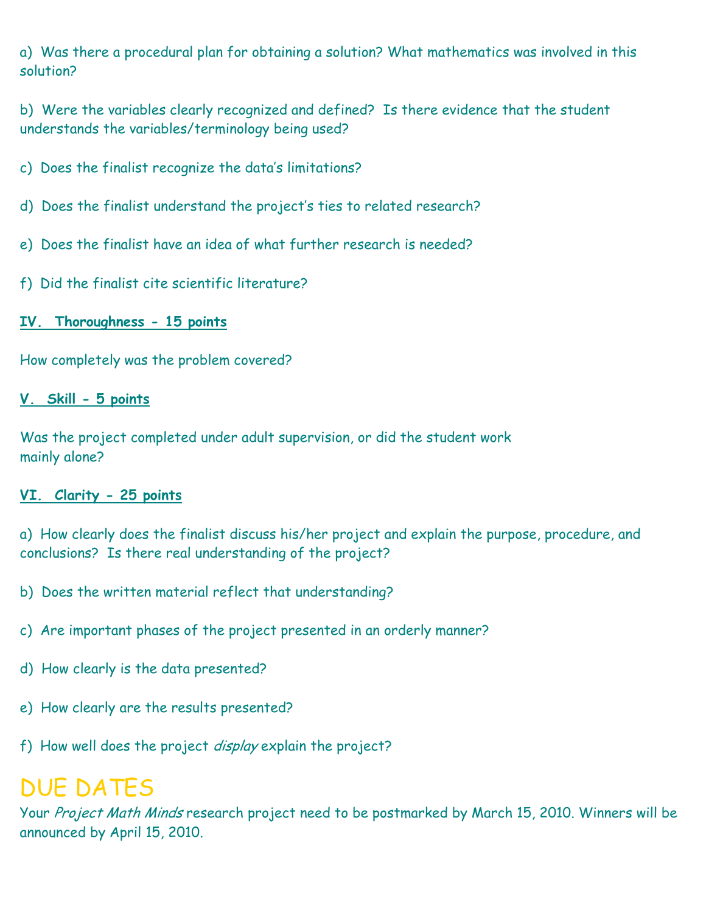a) Was there a procedural plan for obtaining a solution? What mathematics was involved in this solution?

b) Were the variables clearly recognized and defined? Is there evidence that the student understands the variables/terminology being used?

c) Does the finalist recognize the data's limitations?

d) Does the finalist understand the project's ties to related research?

e) Does the finalist have an idea of what further research is needed?

f) Did the finalist cite scientific literature?

**IV. Thoroughness - 15 points**

How completely was the problem covered?

**V. Skill - 5 points**

Was the project completed under adult supervision, or did the student work mainly alone?

**VI. Clarity - 25 points**

a) How clearly does the finalist discuss his/her project and explain the purpose, procedure, and conclusions? Is there real understanding of the project?

b) Does the written material reflect that understanding?

c) Are important phases of the project presented in an orderly manner?

d) How clearly is the data presented?

e) How clearly are the results presented?

f) How well does the project *display* explain the project?

# DUE DATES

Your *Project Math Minds* research project need to be postmarked by March 15, 2010. Winners will be announced by April 15, 2010.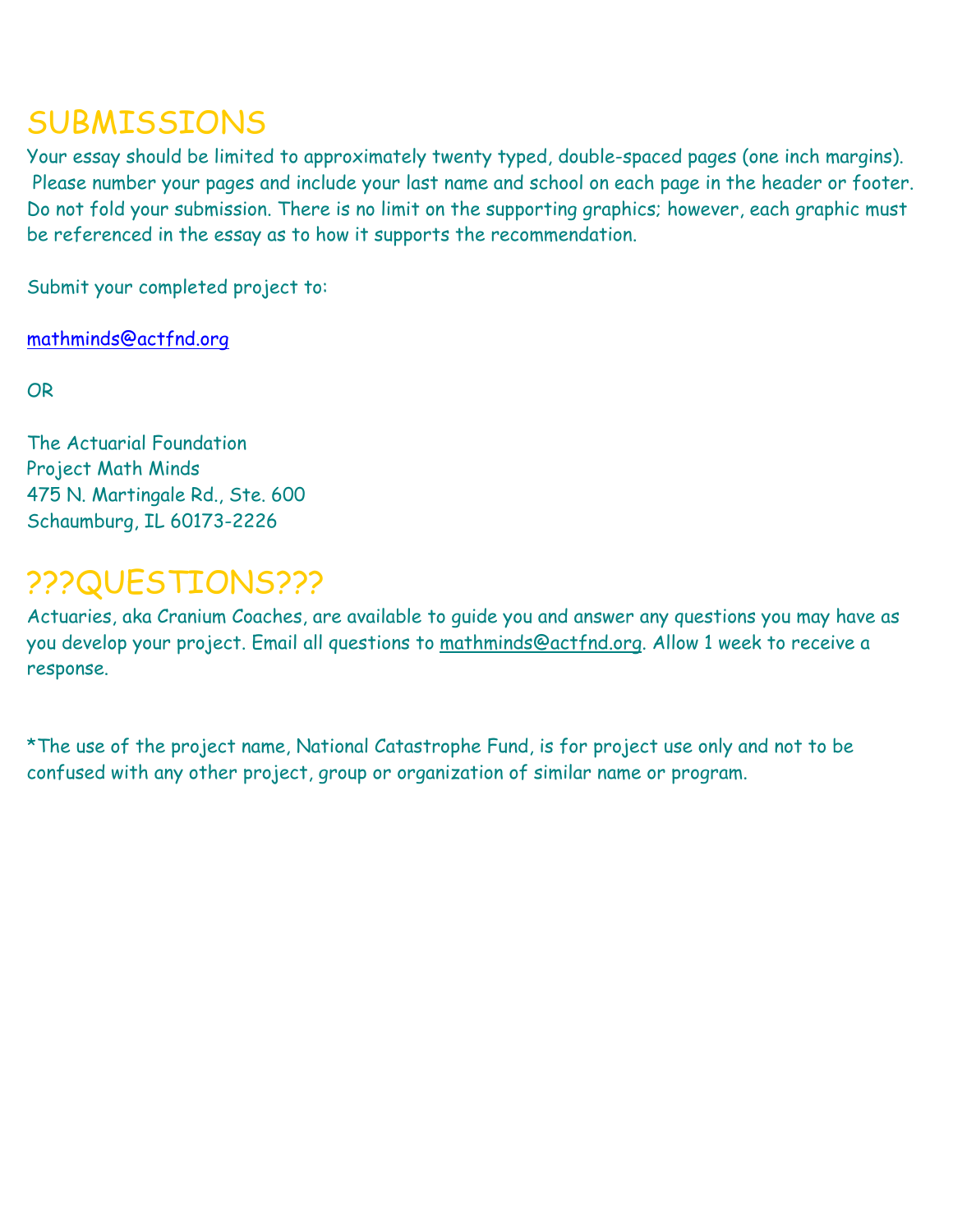## SUBMISSIONS

Your essay should be limited to approximately twenty typed, double-spaced pages (one inch margins). Please number your pages and include your last name and school on each page in the header or footer. Do not fold your submission. There is no limit on the supporting graphics; however, each graphic must be referenced in the essay as to how it supports the recommendation.

Submit your completed project to:

mathminds@actfnd.org

OR

The Actuarial Foundation
Project Math Minds
475 N. Martingale Rd., Ste. 600
Schaumburg, IL 60173-2226

## ???QUESTIONS???

Actuaries, aka Cranium Coaches, are available to guide you and answer any questions you may have as you develop your project. Email all questions to mathminds@actfnd.org. Allow 1 week to receive a response.

*The use of the project name, National Catastrophe Fund, is for project use only and not to be confused with any other project, group or organization of similar name or program.